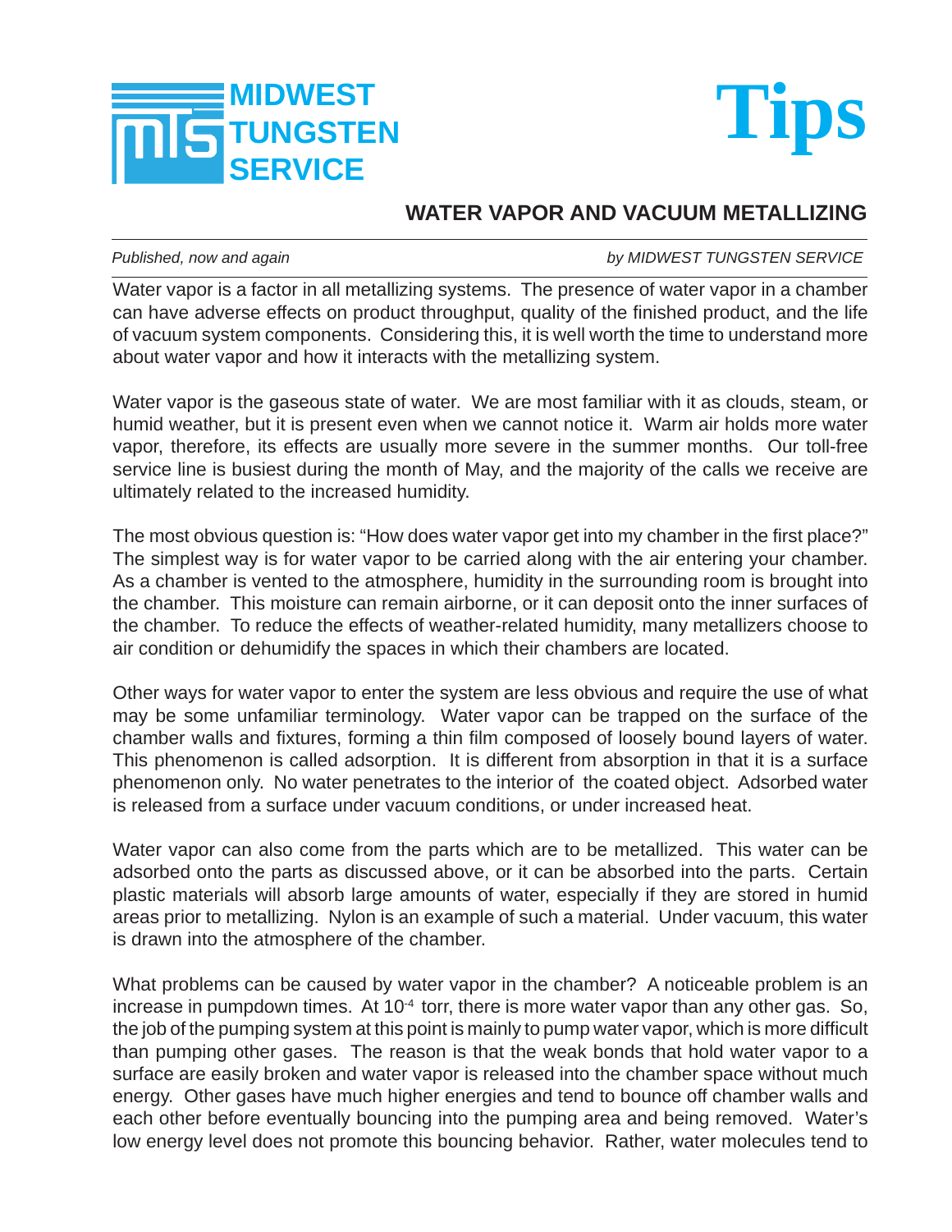MIDWEST TUNGSTEN SERVICE

# Tips

## WATER VAPOR AND VACUUM METALLIZING

*Published, now and again* *by MIDWEST TUNGSTEN SERVICE*

Water vapor is a factor in all metallizing systems. The presence of water vapor in a chamber can have adverse effects on product throughput, quality of the finished product, and the life of vacuum system components. Considering this, it is well worth the time to understand more about water vapor and how it interacts with the metallizing system.

Water vapor is the gaseous state of water. We are most familiar with it as clouds, steam, or humid weather, but it is present even when we cannot notice it. Warm air holds more water vapor, therefore, its effects are usually more severe in the summer months. Our toll-free service line is busiest during the month of May, and the majority of the calls we receive are ultimately related to the increased humidity.

The most obvious question is: "How does water vapor get into my chamber in the first place?" The simplest way is for water vapor to be carried along with the air entering your chamber. As a chamber is vented to the atmosphere, humidity in the surrounding room is brought into the chamber. This moisture can remain airborne, or it can deposit onto the inner surfaces of the chamber. To reduce the effects of weather-related humidity, many metallizers choose to air condition or dehumidify the spaces in which their chambers are located.

Other ways for water vapor to enter the system are less obvious and require the use of what may be some unfamiliar terminology. Water vapor can be trapped on the surface of the chamber walls and fixtures, forming a thin film composed of loosely bound layers of water. This phenomenon is called adsorption. It is different from absorption in that it is a surface phenomenon only. No water penetrates to the interior of the coated object. Adsorbed water is released from a surface under vacuum conditions, or under increased heat.

Water vapor can also come from the parts which are to be metallized. This water can be adsorbed onto the parts as discussed above, or it can be absorbed into the parts. Certain plastic materials will absorb large amounts of water, especially if they are stored in humid areas prior to metallizing. Nylon is an example of such a material. Under vacuum, this water is drawn into the atmosphere of the chamber.

What problems can be caused by water vapor in the chamber? A noticeable problem is an increase in pumpdown times. At $10^{-4}$ torr, there is more water vapor than any other gas. So, the job of the pumping system at this point is mainly to pump water vapor, which is more difficult than pumping other gases. The reason is that the weak bonds that hold water vapor to a surface are easily broken and water vapor is released into the chamber space without much energy. Other gases have much higher energies and tend to bounce off chamber walls and each other before eventually bouncing into the pumping area and being removed. Water's low energy level does not promote this bouncing behavior. Rather, water molecules tend to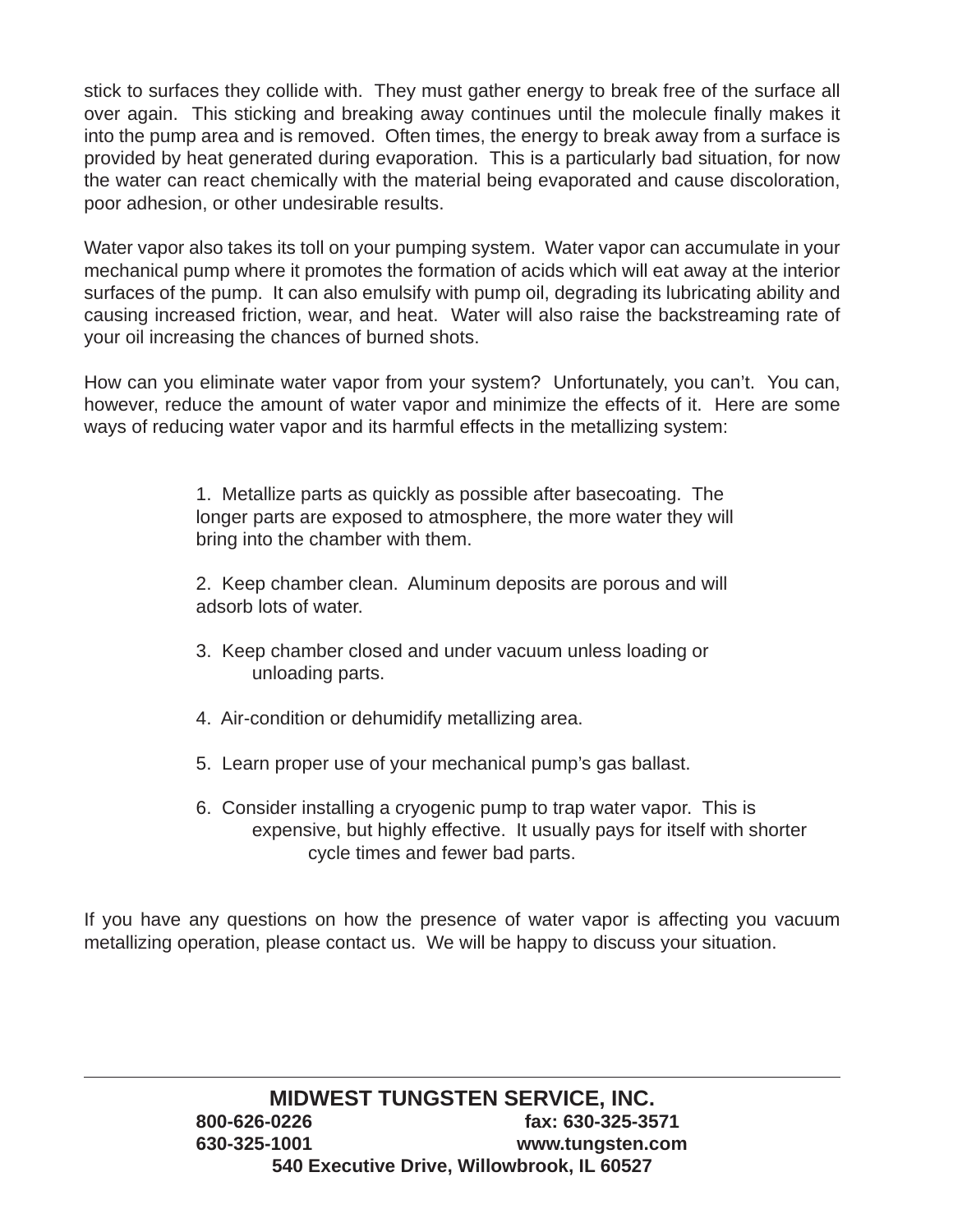stick to surfaces they collide with. They must gather energy to break free of the surface all over again. This sticking and breaking away continues until the molecule finally makes it into the pump area and is removed. Often times, the energy to break away from a surface is provided by heat generated during evaporation. This is a particularly bad situation, for now the water can react chemically with the material being evaporated and cause discoloration, poor adhesion, or other undesirable results.

Water vapor also takes its toll on your pumping system. Water vapor can accumulate in your mechanical pump where it promotes the formation of acids which will eat away at the interior surfaces of the pump. It can also emulsify with pump oil, degrading its lubricating ability and causing increased friction, wear, and heat. Water will also raise the backstreaming rate of your oil increasing the chances of burned shots.

How can you eliminate water vapor from your system? Unfortunately, you can't. You can, however, reduce the amount of water vapor and minimize the effects of it. Here are some ways of reducing water vapor and its harmful effects in the metallizing system:

1. Metallize parts as quickly as possible after basecoating. The longer parts are exposed to atmosphere, the more water they will bring into the chamber with them.

2. Keep chamber clean. Aluminum deposits are porous and will adsorb lots of water.

3. Keep chamber closed and under vacuum unless loading or unloading parts.

4. Air-condition or dehumidify metallizing area.

5. Learn proper use of your mechanical pump's gas ballast.

6. Consider installing a cryogenic pump to trap water vapor. This is expensive, but highly effective. It usually pays for itself with shorter cycle times and fewer bad parts.

If you have any questions on how the presence of water vapor is affecting you vacuum metallizing operation, please contact us. We will be happy to discuss your situation.

**MIDWEST TUNGSTEN SERVICE, INC.**

**800-626-0226** **fax: 630-325-3571**

**630-325-1001** **www.tungsten.com**

**540 Executive Drive, Willowbrook, IL 60527**